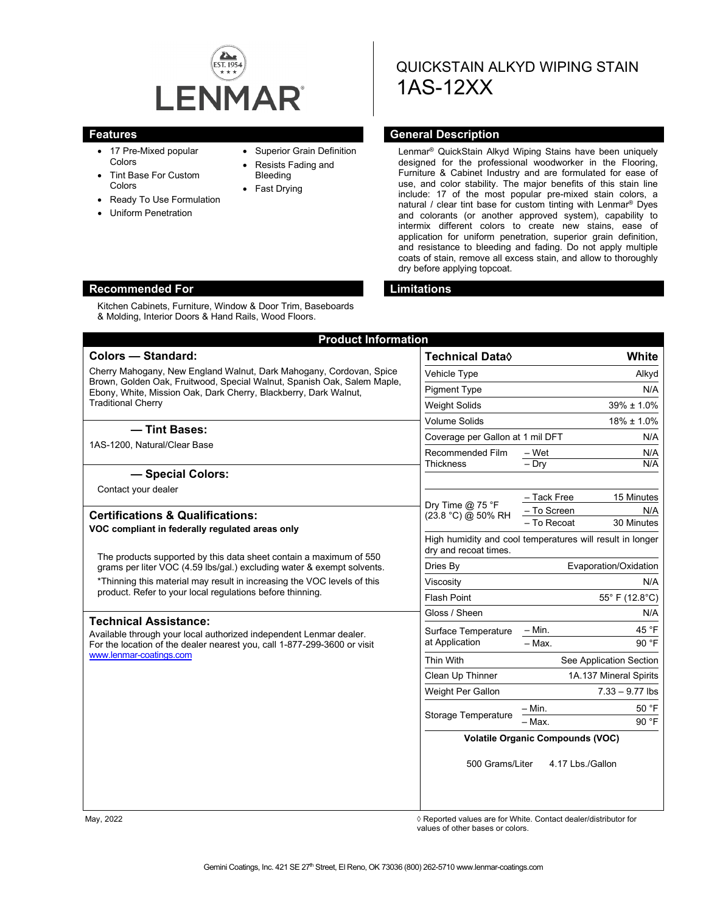LENMAR

EST. 1954

# QUICKSTAIN ALKYD WIPING STAIN
# 1AS-12XX

## Features

- 17 Pre-Mixed popular Colors
- Tint Base For Custom Colors
- Ready To Use Formulation
- Uniform Penetration
- Superior Grain Definition
- Resists Fading and Bleeding
- Fast Drying

## General Description

Lenmar® QuickStain Alkyd Wiping Stains have been uniquely designed for the professional woodworker in the Flooring, Furniture & Cabinet Industry and are formulated for ease of use, and color stability. The major benefits of this stain line include: 17 of the most popular pre-mixed stain colors, a natural / clear tint base for custom tinting with Lenmar® Dyes and colorants (or another approved system), capability to intermix different colors to create new stains, ease of application for uniform penetration, superior grain definition, and resistance to bleeding and fading. Do not apply multiple coats of stain, remove all excess stain, and allow to thoroughly dry before applying topcoat.

## Recommended For

Kitchen Cabinets, Furniture, Window & Door Trim, Baseboards & Molding, Interior Doors & Hand Rails, Wood Floors.

## Limitations

## Product Information

### Colors — Standard:

Cherry Mahogany, New England Walnut, Dark Mahogany, Cordovan, Spice Brown, Golden Oak, Fruitwood, Special Walnut, Spanish Oak, Salem Maple, Ebony, White, Mission Oak, Dark Cherry, Blackberry, Dark Walnut, Traditional Cherry

### — Tint Bases:

1AS-1200, Natural/Clear Base

### — Special Colors:

Contact your dealer

### Certifications & Qualifications:

**VOC compliant in federally regulated areas only**

The products supported by this data sheet contain a maximum of 550 grams per liter VOC (4.59 lbs/gal.) excluding water & exempt solvents.

*Thinning this material may result in increasing the VOC levels of this product. Refer to your local regulations before thinning.

### Technical Assistance:

Available through your local authorized independent Lenmar dealer. For the location of the dealer nearest you, call 1-877-299-3600 or visit www.lenmar-coatings.com

| Technical Data◊ | | White |
|---|---|---|
| Vehicle Type | | Alkyd |
| Pigment Type | | N/A |
| Weight Solids | | 39% ± 1.0% |
| Volume Solids | | 18% ± 1.0% |
| Coverage per Gallon at 1 mil DFT | | N/A |
| Recommended Film Thickness | – Wet | N/A |
| | – Dry | N/A |
| Dry Time @ 75 °F (23.8 °C) @ 50% RH | – Tack Free | 15 Minutes |
| | – To Screen | N/A |
| | – To Recoat | 30 Minutes |
| High humidity and cool temperatures will result in longer dry and recoat times. | | |
| Dries By | | Evaporation/Oxidation |
| Viscosity | | N/A |
| Flash Point | | 55° F (12.8°C) |
| Gloss / Sheen | | N/A |
| Surface Temperature at Application | – Min. | 45 °F |
| | – Max. | 90 °F |
| Thin With | | See Application Section |
| Clean Up Thinner | | 1A.137 Mineral Spirits |
| Weight Per Gallon | | 7.33 – 9.77 lbs |
| Storage Temperature | – Min. | 50 °F |
| | – Max. | 90 °F |

**Volatile Organic Compounds (VOC)**

500 Grams/Liter 4.17 Lbs./Gallon

May, 2022

◊ Reported values are for White. Contact dealer/distributor for values of other bases or colors.

Gemini Coatings, Inc. 421 SE 27th Street, El Reno, OK 73036 (800) 262-5710 www.lenmar-coatings.com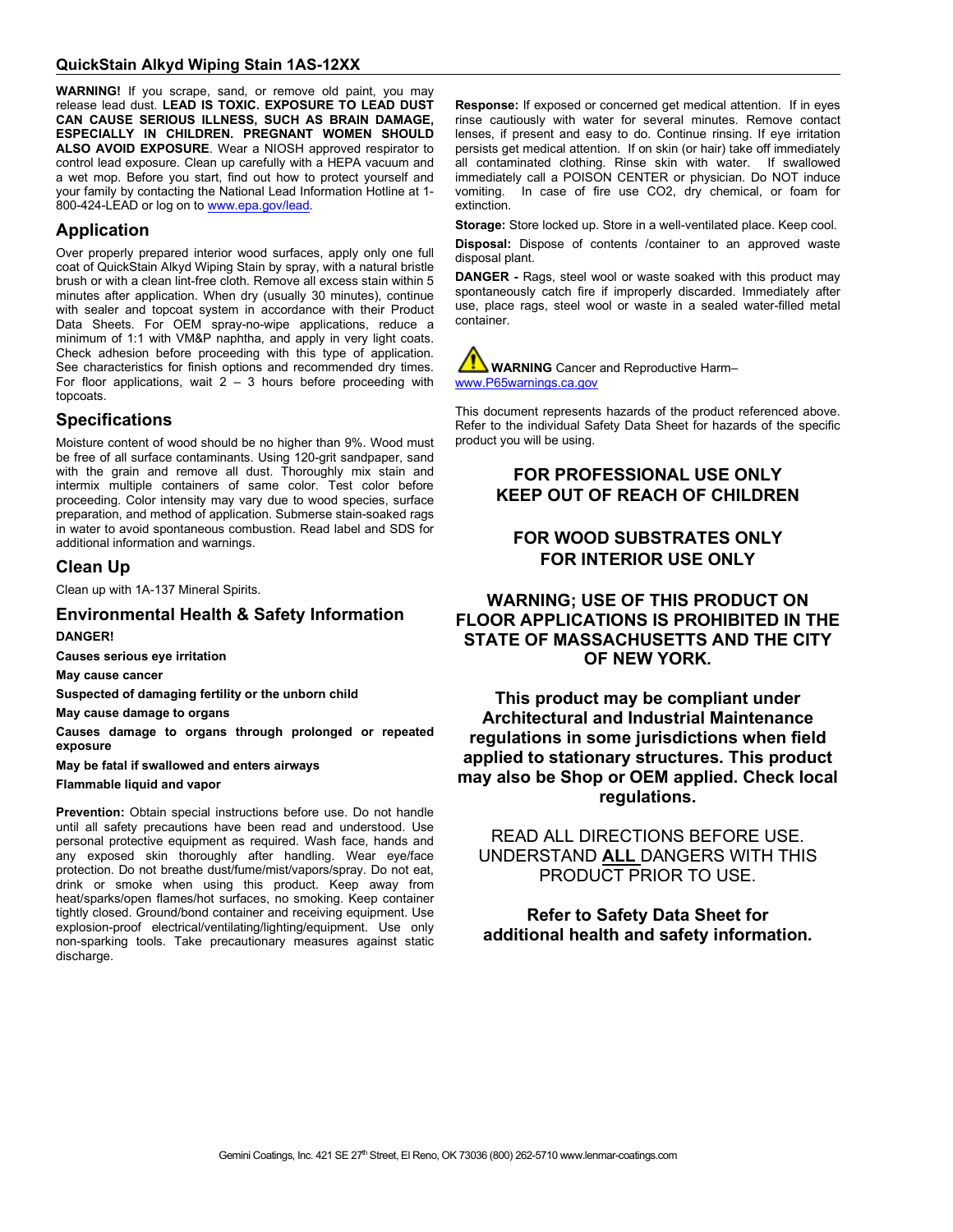**QuickStain Alkyd Wiping Stain 1AS-12XX**

**WARNING!** If you scrape, sand, or remove old paint, you may release lead dust. **LEAD IS TOXIC. EXPOSURE TO LEAD DUST CAN CAUSE SERIOUS ILLNESS, SUCH AS BRAIN DAMAGE, ESPECIALLY IN CHILDREN. PREGNANT WOMEN SHOULD ALSO AVOID EXPOSURE**. Wear a NIOSH approved respirator to control lead exposure. Clean up carefully with a HEPA vacuum and a wet mop. Before you start, find out how to protect yourself and your family by contacting the National Lead Information Hotline at 1-800-424-LEAD or log on to www.epa.gov/lead.

## Application

Over properly prepared interior wood surfaces, apply only one full coat of QuickStain Alkyd Wiping Stain by spray, with a natural bristle brush or with a clean lint-free cloth. Remove all excess stain within 5 minutes after application. When dry (usually 30 minutes), continue with sealer and topcoat system in accordance with their Product Data Sheets. For OEM spray-no-wipe applications, reduce a minimum of 1:1 with VM&P naphtha, and apply in very light coats. Check adhesion before proceeding with this type of application. See characteristics for finish options and recommended dry times. For floor applications, wait 2 – 3 hours before proceeding with topcoats.

## Specifications

Moisture content of wood should be no higher than 9%. Wood must be free of all surface contaminants. Using 120-grit sandpaper, sand with the grain and remove all dust. Thoroughly mix stain and intermix multiple containers of same color. Test color before proceeding. Color intensity may vary due to wood species, surface preparation, and method of application. Submerse stain-soaked rags in water to avoid spontaneous combustion. Read label and SDS for additional information and warnings.

## Clean Up

Clean up with 1A-137 Mineral Spirits.

## Environmental Health & Safety Information

**DANGER!**

**Causes serious eye irritation**

**May cause cancer**

**Suspected of damaging fertility or the unborn child**

**May cause damage to organs**

**Causes damage to organs through prolonged or repeated exposure**

**May be fatal if swallowed and enters airways**

**Flammable liquid and vapor**

**Prevention:** Obtain special instructions before use. Do not handle until all safety precautions have been read and understood. Use personal protective equipment as required. Wash face, hands and any exposed skin thoroughly after handling. Wear eye/face protection. Do not breathe dust/fume/mist/vapors/spray. Do not eat, drink or smoke when using this product. Keep away from heat/sparks/open flames/hot surfaces, no smoking. Keep container tightly closed. Ground/bond container and receiving equipment. Use explosion-proof electrical/ventilating/lighting/equipment. Use only non-sparking tools. Take precautionary measures against static discharge.

**Response:** If exposed or concerned get medical attention. If in eyes rinse cautiously with water for several minutes. Remove contact lenses, if present and easy to do. Continue rinsing. If eye irritation persists get medical attention. If on skin (or hair) take off immediately all contaminated clothing. Rinse skin with water. If swallowed immediately call a POISON CENTER or physician. Do NOT induce vomiting. In case of fire use $CO_2$, dry chemical, or foam for extinction.

**Storage:** Store locked up. Store in a well-ventilated place. Keep cool.

**Disposal:** Dispose of contents /container to an approved waste disposal plant.

**DANGER -** Rags, steel wool or waste soaked with this product may spontaneously catch fire if improperly discarded. Immediately after use, place rags, steel wool or waste in a sealed water-filled metal container.

**WARNING** Cancer and Reproductive Harm– www.P65warnings.ca.gov

This document represents hazards of the product referenced above. Refer to the individual Safety Data Sheet for hazards of the specific product you will be using.

**FOR PROFESSIONAL USE ONLY**
**KEEP OUT OF REACH OF CHILDREN**

**FOR WOOD SUBSTRATES ONLY**
**FOR INTERIOR USE ONLY**

**WARNING; USE OF THIS PRODUCT ON FLOOR APPLICATIONS IS PROHIBITED IN THE STATE OF MASSACHUSETTS AND THE CITY OF NEW YORK.**

**This product may be compliant under Architectural and Industrial Maintenance regulations in some jurisdictions when field applied to stationary structures. This product may also be Shop or OEM applied. Check local regulations.**

READ ALL DIRECTIONS BEFORE USE. UNDERSTAND **ALL** DANGERS WITH THIS PRODUCT PRIOR TO USE.

**Refer to Safety Data Sheet for additional health and safety information.**

Gemini Coatings, Inc. 421 SE 27th Street, El Reno, OK 73036 (800) 262-5710 www.lenmar-coatings.com